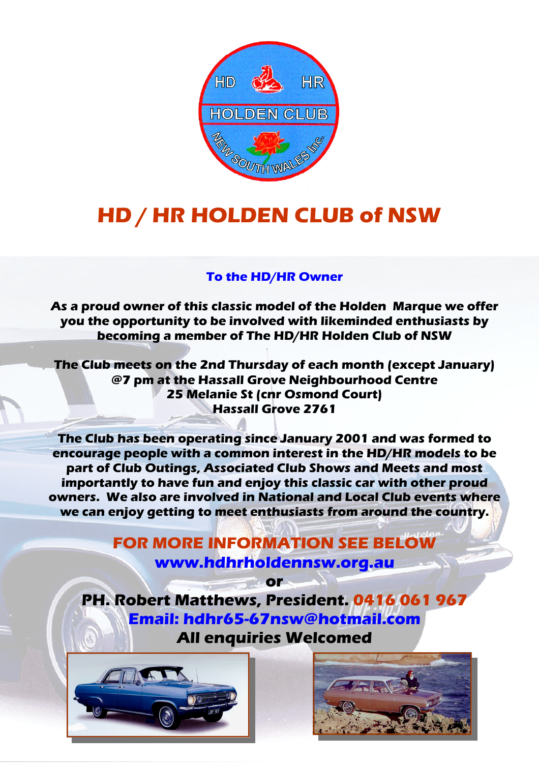# HD / HR HOLDEN CLUB of NSW

**To the HD/HR Owner**

***As a proud owner of this classic model of the Holden Marque we offer you the opportunity to be involved with likeminded enthusiasts by becoming a member of The HD/HR Holden Club of NSW***

**The Club meets on the 2nd Thursday of each month (except January)**
**@7 pm at the Hassall Grove Neighbourhood Centre**
**25 Melanie St (cnr Osmond Court)**
**Hassall Grove 2761**

**The Club has been operating since January 2001 and was formed to encourage people with a common interest in the HD/HR models to be part of Club Outings, Associated Club Shows and Meets and most importantly to have fun and enjoy this classic car with other proud owners. We also are involved in National and Local Club events where we can enjoy getting to meet enthusiasts from around the country.**

**FOR MORE INFORMATION SEE BELOW**

**www.hdhrholdennsw.org.au**

**or**

**PH. Robert Matthews, President. 0416 061 967**

**Email: hdhr65-67nsw@hotmail.com**

**All enquiries Welcomed**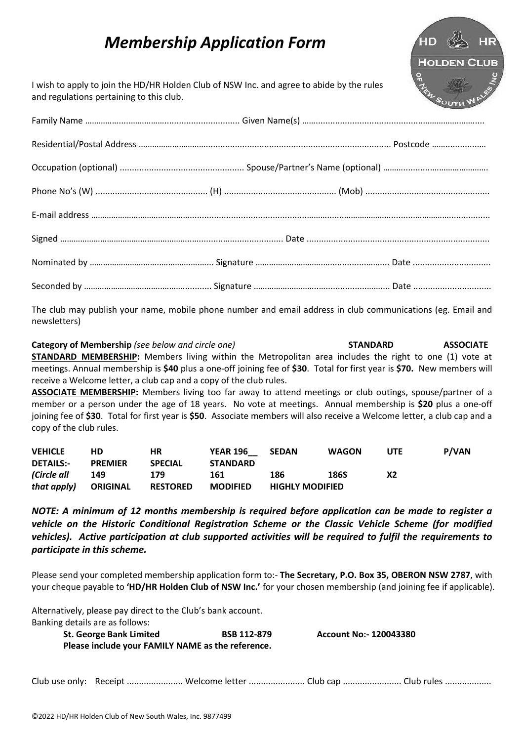# *Membership Application Form*

I wish to apply to join the HD/HR Holden Club of NSW Inc. and agree to abide by the rules and regulations pertaining to this club.

Family Name ………………………………………………………. Given Name(s) ……………………………………………………………………

Residential/Postal Address …………………………………………………………………………………………… Postcode ………………….

Occupation (optional) ………………………………………………. Spouse/Partner's Name (optional) ……………………………………….

Phone No's (W) ……………………………………… (H) ……………………………………… (Mob) ……………………………………………

E-mail address ………………………………………………………………………………………………………………………………………………

Signed ……………………………………………………………………………… Date ……………………………………………………………………

Nominated by ………………………………………………. Signature ………………………………………………… Date …………………………

Seconded by ………………………………………………. Signature ………………………………………………… Date …………………………

The club may publish your name, mobile phone number and email address in club communications (eg. Email and newsletters)

**Category of Membership** *(see below and circle one)* **STANDARD** **ASSOCIATE**

**STANDARD MEMBERSHIP:** Members living within the Metropolitan area includes the right to one (1) vote at meetings. Annual membership is **$40** plus a one-off joining fee of **$30**. Total for first year is **$70.** New members will receive a Welcome letter, a club cap and a copy of the club rules.

**ASSOCIATE MEMBERSHIP:** Members living too far away to attend meetings or club outings, spouse/partner of a member or a person under the age of 18 years. No vote at meetings. Annual membership is **$20** plus a one-off joining fee of **$30**. Total for first year is **$50**. Associate members will also receive a Welcome letter, a club cap and a copy of the club rules.

| | | | | | | | |
|---|---|---|---|---|---|---|---|
| **VEHICLE** | **HD** | **HR** | **YEAR 196__** | **SEDAN** | **WAGON** | **UTE** | **P/VAN** |
| **DETAILS:-** | **PREMIER** | **SPECIAL** | **STANDARD** | | | | |
| ***(Circle all*** | **149** | **179** | **161** | **186** | **186S** | **X2** | |
| ***that apply)*** | **ORIGINAL** | **RESTORED** | **MODIFIED** | **HIGHLY MODIFIED** | | | |

***NOTE: A minimum of 12 months membership is required before application can be made to register a vehicle on the Historic Conditional Registration Scheme or the Classic Vehicle Scheme (for modified vehicles). Active participation at club supported activities will be required to fulfil the requirements to participate in this scheme.***

Please send your completed membership application form to:- **The Secretary, P.O. Box 35, OBERON NSW 2787**, with your cheque payable to **'HD/HR Holden Club of NSW Inc.'** for your chosen membership (and joining fee if applicable).

Alternatively, please pay direct to the Club's bank account.
Banking details are as follows:

**St. George Bank Limited** **BSB 112-879** **Account No:- 120043380**
**Please include your FAMILY NAME as the reference.**

Club use only: Receipt ………………….. Welcome letter ………………….. Club cap …………………… Club rules ………………

©2022 HD/HR Holden Club of New South Wales, Inc. 9877499